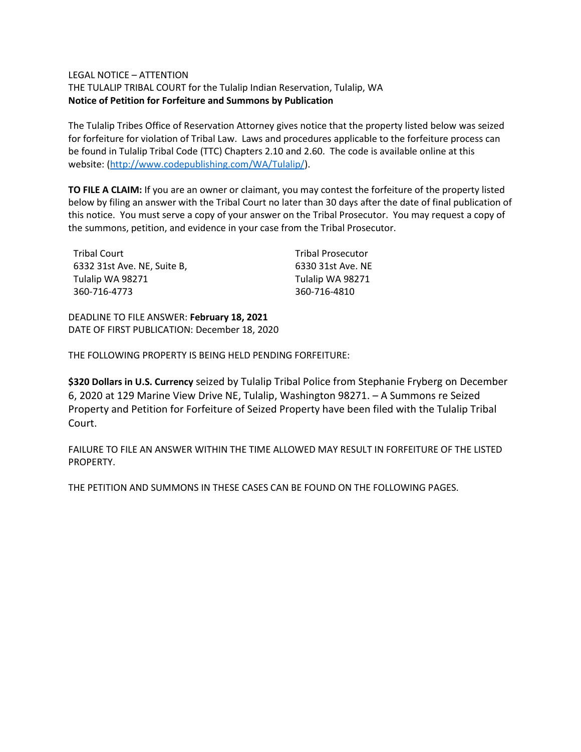LEGAL NOTICE – ATTENTION

THE TULALIP TRIBAL COURT for the Tulalip Indian Reservation, Tulalip, WA

**Notice of Petition for Forfeiture and Summons by Publication**

The Tulalip Tribes Office of Reservation Attorney gives notice that the property listed below was seized for forfeiture for violation of Tribal Law. Laws and procedures applicable to the forfeiture process can be found in Tulalip Tribal Code (TTC) Chapters 2.10 and 2.60. The code is available online at this website: (http://www.codepublishing.com/WA/Tulalip/).

**TO FILE A CLAIM:** If you are an owner or claimant, you may contest the forfeiture of the property listed below by filing an answer with the Tribal Court no later than 30 days after the date of final publication of this notice. You must serve a copy of your answer on the Tribal Prosecutor. You may request a copy of the summons, petition, and evidence in your case from the Tribal Prosecutor.

Tribal Court
6332 31st Ave. NE, Suite B,
Tulalip WA 98271
360-716-4773

Tribal Prosecutor
6330 31st Ave. NE
Tulalip WA 98271
360-716-4810

DEADLINE TO FILE ANSWER: **February 18, 2021**
DATE OF FIRST PUBLICATION: December 18, 2020

THE FOLLOWING PROPERTY IS BEING HELD PENDING FORFEITURE:

**$320 Dollars in U.S. Currency** seized by Tulalip Tribal Police from Stephanie Fryberg on December 6, 2020 at 129 Marine View Drive NE, Tulalip, Washington 98271. – A Summons re Seized Property and Petition for Forfeiture of Seized Property have been filed with the Tulalip Tribal Court.

FAILURE TO FILE AN ANSWER WITHIN THE TIME ALLOWED MAY RESULT IN FORFEITURE OF THE LISTED PROPERTY.

THE PETITION AND SUMMONS IN THESE CASES CAN BE FOUND ON THE FOLLOWING PAGES.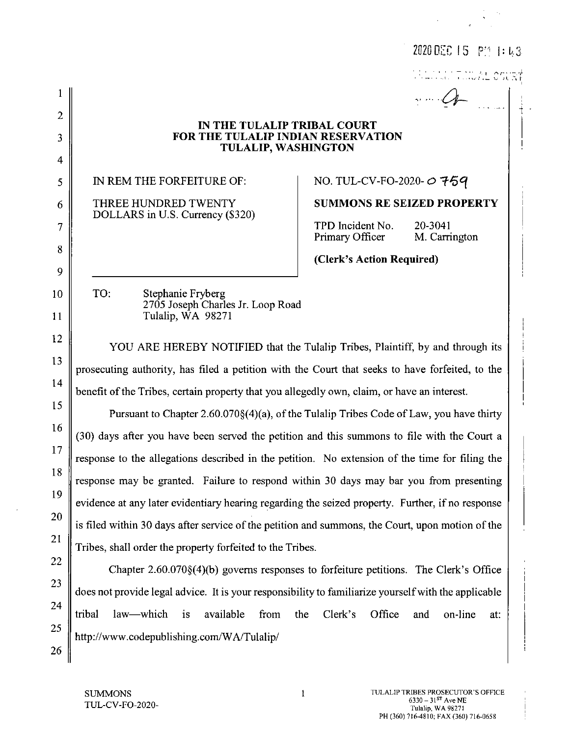2020 DEC 15 PM 1:43

**IN THE TULALIP TRIBAL COURT**
**FOR THE TULALIP INDIAN RESERVATION**
**TULALIP, WASHINGTON**

| | |
|---|---|
| IN REM THE FORFEITURE OF:<br><br>THREE HUNDRED TWENTY DOLLARS in U.S. Currency ($320) | NO. TUL-CV-FO-2020- 0759<br><br>**SUMMONS RE SEIZED PROPERTY**<br><br>TPD Incident No. 20-3041<br>Primary Officer M. Carrington<br><br>**(Clerk's Action Required)** |

TO: Stephanie Fryberg
2705 Joseph Charles Jr. Loop Road
Tulalip, WA 98271

YOU ARE HEREBY NOTIFIED that the Tulalip Tribes, Plaintiff, by and through its prosecuting authority, has filed a petition with the Court that seeks to have forfeited, to the benefit of the Tribes, certain property that you allegedly own, claim, or have an interest.

Pursuant to Chapter 2.60.070§(4)(a), of the Tulalip Tribes Code of Law, you have thirty (30) days after you have been served the petition and this summons to file with the Court a response to the allegations described in the petition. No extension of the time for filing the response may be granted. Failure to respond within 30 days may bar you from presenting evidence at any later evidentiary hearing regarding the seized property. Further, if no response is filed within 30 days after service of the petition and summons, the Court, upon motion of the Tribes, shall order the property forfeited to the Tribes.

Chapter 2.60.070§(4)(b) governs responses to forfeiture petitions. The Clerk's Office does not provide legal advice. It is your responsibility to familiarize yourself with the applicable tribal law—which is available from the Clerk's Office and on-line at: http://www.codepublishing.com/WA/Tulalip/

SUMMONS
TUL-CV-FO-2020-

TULALIP TRIBES PROSECUTOR'S OFFICE
6330 – 31ST Ave NE
Tulalip, WA 98271
PH (360) 716-4810; FAX (360) 716-0658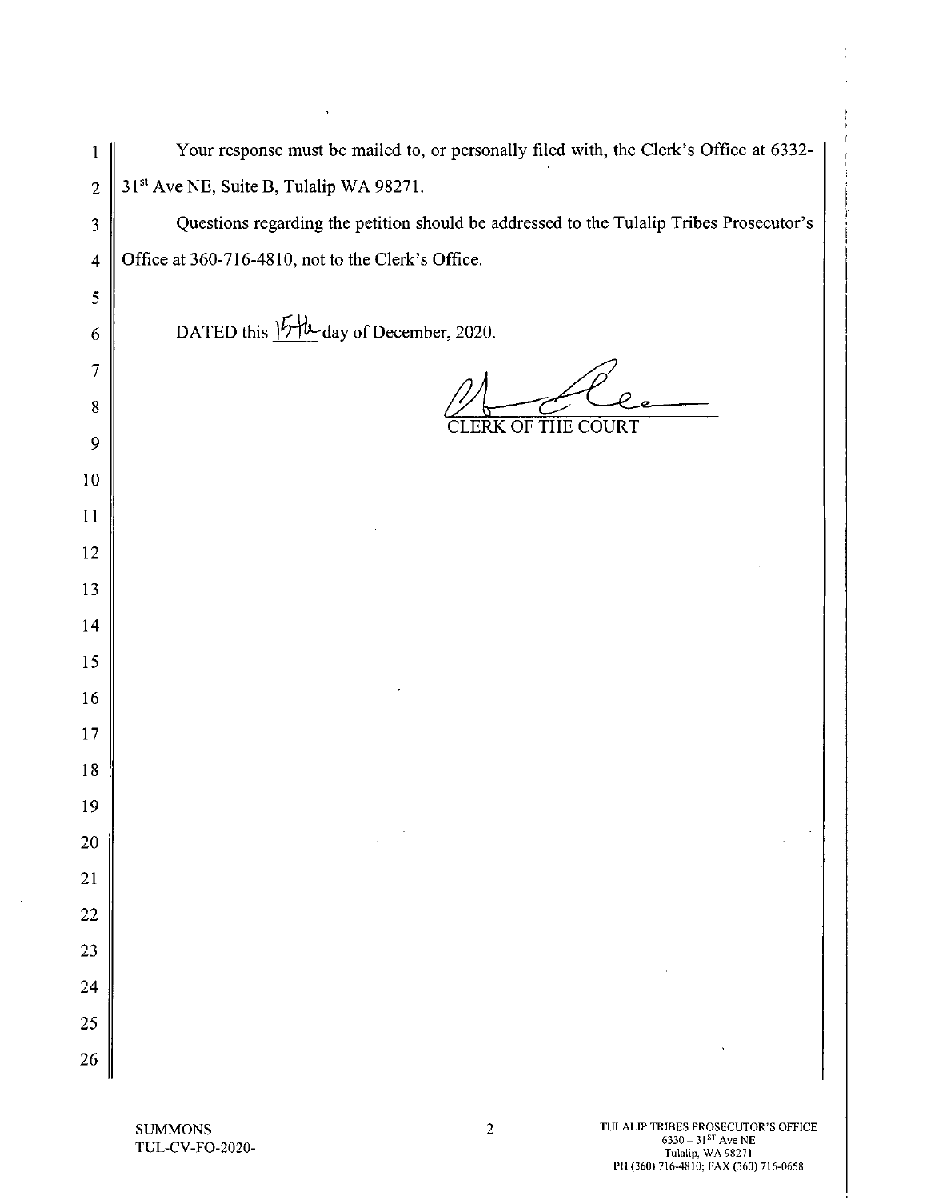Your response must be mailed to, or personally filed with, the Clerk's Office at 6332-31st Ave NE, Suite B, Tulalip WA 98271.

Questions regarding the petition should be addressed to the Tulalip Tribes Prosecutor's Office at 360-716-4810, not to the Clerk's Office.

DATED this 15th day of December, 2020.

CLERK OF THE COURT

SUMMONS
TUL-CV-FO-2020-

TULALIP TRIBES PROSECUTOR'S OFFICE
6330 – 31ST Ave NE
Tulalip, WA 98271
PH (360) 716-4810; FAX (360) 716-0658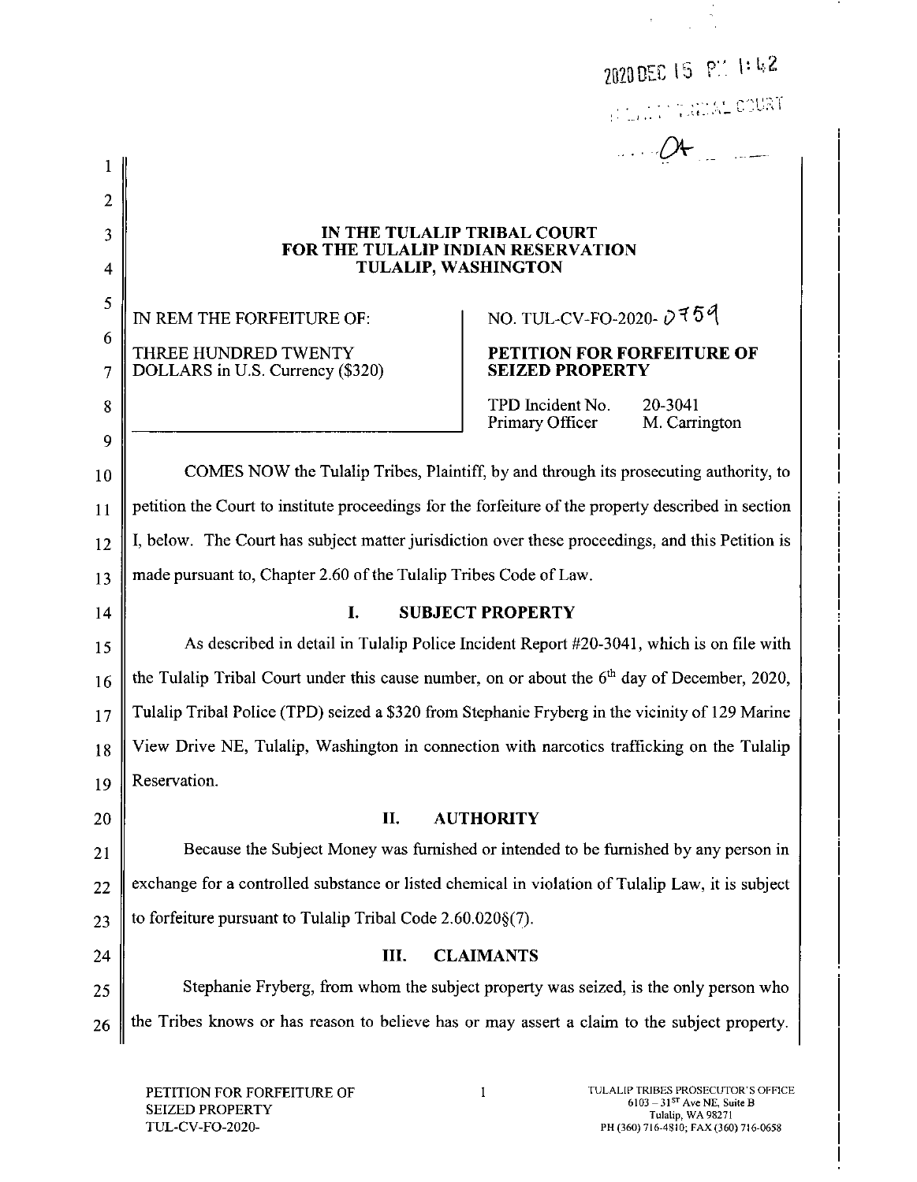2020 DEC 15 PM 1:42

TULALIP TRIBAL COURT

**IN THE TULALIP TRIBAL COURT**
**FOR THE TULALIP INDIAN RESERVATION**
**TULALIP, WASHINGTON**

IN REM THE FORFEITURE OF:

THREE HUNDRED TWENTY DOLLARS in U.S. Currency ($320)

NO. TUL-CV-FO-2020- 0759

**PETITION FOR FORFEITURE OF SEIZED PROPERTY**

TPD Incident No. 20-3041
Primary Officer M. Carrington

COMES NOW the Tulalip Tribes, Plaintiff, by and through its prosecuting authority, to petition the Court to institute proceedings for the forfeiture of the property described in section I, below. The Court has subject matter jurisdiction over these proceedings, and this Petition is made pursuant to, Chapter 2.60 of the Tulalip Tribes Code of Law.

## I. SUBJECT PROPERTY

As described in detail in Tulalip Police Incident Report #20-3041, which is on file with the Tulalip Tribal Court under this cause number, on or about the 6th day of December, 2020, Tulalip Tribal Police (TPD) seized a $320 from Stephanie Fryberg in the vicinity of 129 Marine View Drive NE, Tulalip, Washington in connection with narcotics trafficking on the Tulalip Reservation.

## II. AUTHORITY

Because the Subject Money was furnished or intended to be furnished by any person in exchange for a controlled substance or listed chemical in violation of Tulalip Law, it is subject to forfeiture pursuant to Tulalip Tribal Code 2.60.020§(7).

## III. CLAIMANTS

Stephanie Fryberg, from whom the subject property was seized, is the only person who the Tribes knows or has reason to believe has or may assert a claim to the subject property.

PETITION FOR FORFEITURE OF SEIZED PROPERTY
TUL-CV-FO-2020-

TULALIP TRIBES PROSECUTOR'S OFFICE
6103 – 31ST Ave NE, Suite B
Tulalip, WA 98271
PH (360) 716-4810; FAX (360) 716-0658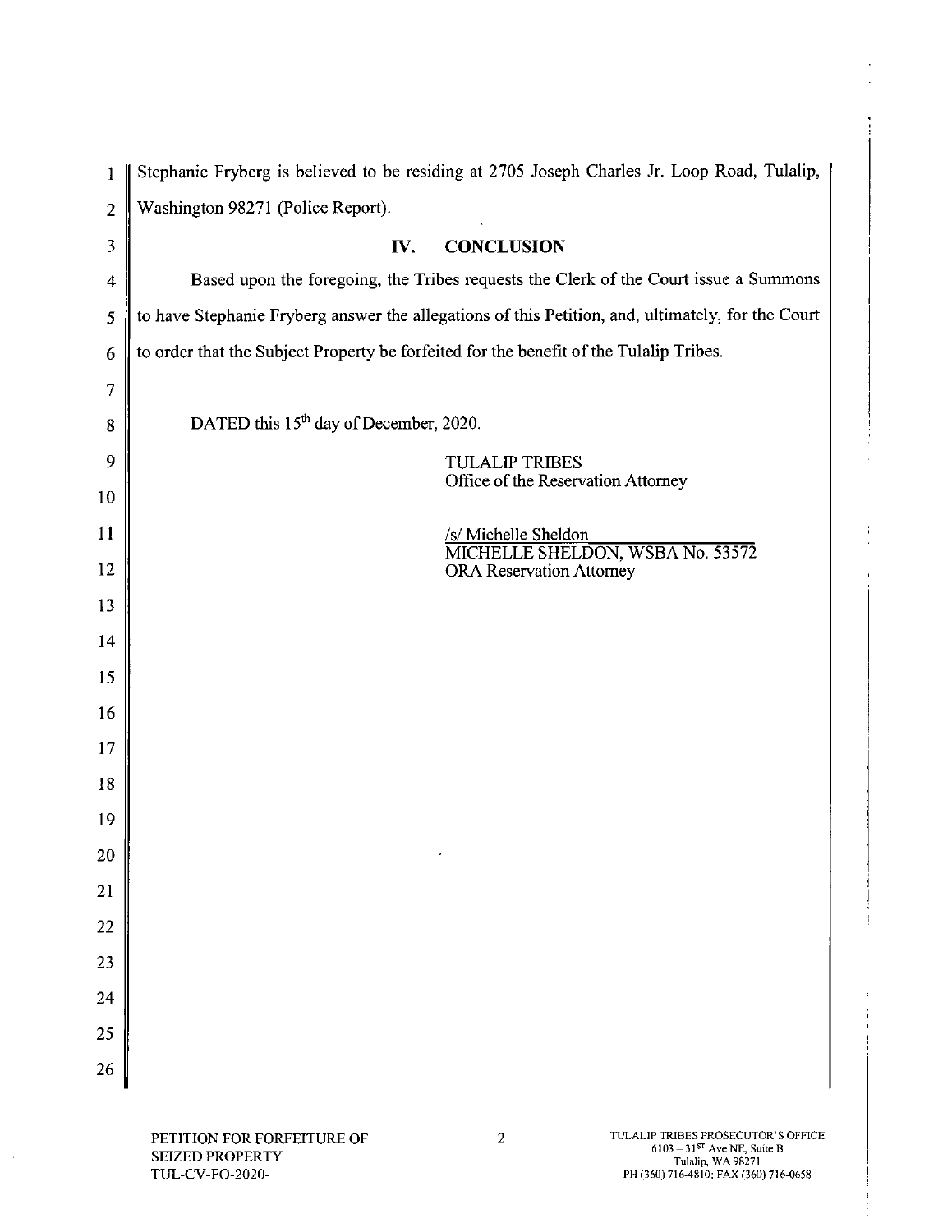Stephanie Fryberg is believed to be residing at 2705 Joseph Charles Jr. Loop Road, Tulalip, Washington 98271 (Police Report).

## IV. CONCLUSION

Based upon the foregoing, the Tribes requests the Clerk of the Court issue a Summons to have Stephanie Fryberg answer the allegations of this Petition, and, ultimately, for the Court to order that the Subject Property be forfeited for the benefit of the Tulalip Tribes.

DATED this 15th day of December, 2020.

TULALIP TRIBES
Office of the Reservation Attorney

/s/ Michelle Sheldon
MICHELLE SHELDON, WSBA No. 53572
ORA Reservation Attorney

PETITION FOR FORFEITURE OF SEIZED PROPERTY
TUL-CV-FO-2020-

TULALIP TRIBES PROSECUTOR'S OFFICE
6103 – 31ST Ave NE, Suite B
Tulalip, WA 98271
PH (360) 716-4810; FAX (360) 716-0658